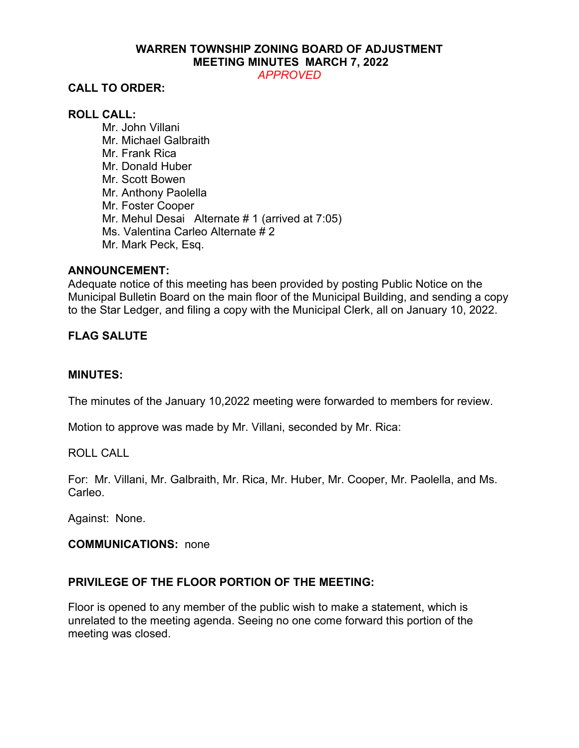# WARREN TOWNSHIP ZONING BOARD OF ADJUSTMENT
## MEETING MINUTES MARCH 7, 2022

*APPROVED*

**CALL TO ORDER:**

**ROLL CALL:**

Mr. John Villani
Mr. Michael Galbraith
Mr. Frank Rica
Mr. Donald Huber
Mr. Scott Bowen
Mr. Anthony Paolella
Mr. Foster Cooper
Mr. Mehul Desai Alternate # 1 (arrived at 7:05)
Ms. Valentina Carleo Alternate # 2
Mr. Mark Peck, Esq.

**ANNOUNCEMENT:**

Adequate notice of this meeting has been provided by posting Public Notice on the Municipal Bulletin Board on the main floor of the Municipal Building, and sending a copy to the Star Ledger, and filing a copy with the Municipal Clerk, all on January 10, 2022.

**FLAG SALUTE**

**MINUTES:**

The minutes of the January 10,2022 meeting were forwarded to members for review.

Motion to approve was made by Mr. Villani, seconded by Mr. Rica:

ROLL CALL

For: Mr. Villani, Mr. Galbraith, Mr. Rica, Mr. Huber, Mr. Cooper, Mr. Paolella, and Ms. Carleo.

Against: None.

**COMMUNICATIONS:** none

**PRIVILEGE OF THE FLOOR PORTION OF THE MEETING:**

Floor is opened to any member of the public wish to make a statement, which is unrelated to the meeting agenda. Seeing no one come forward this portion of the meeting was closed.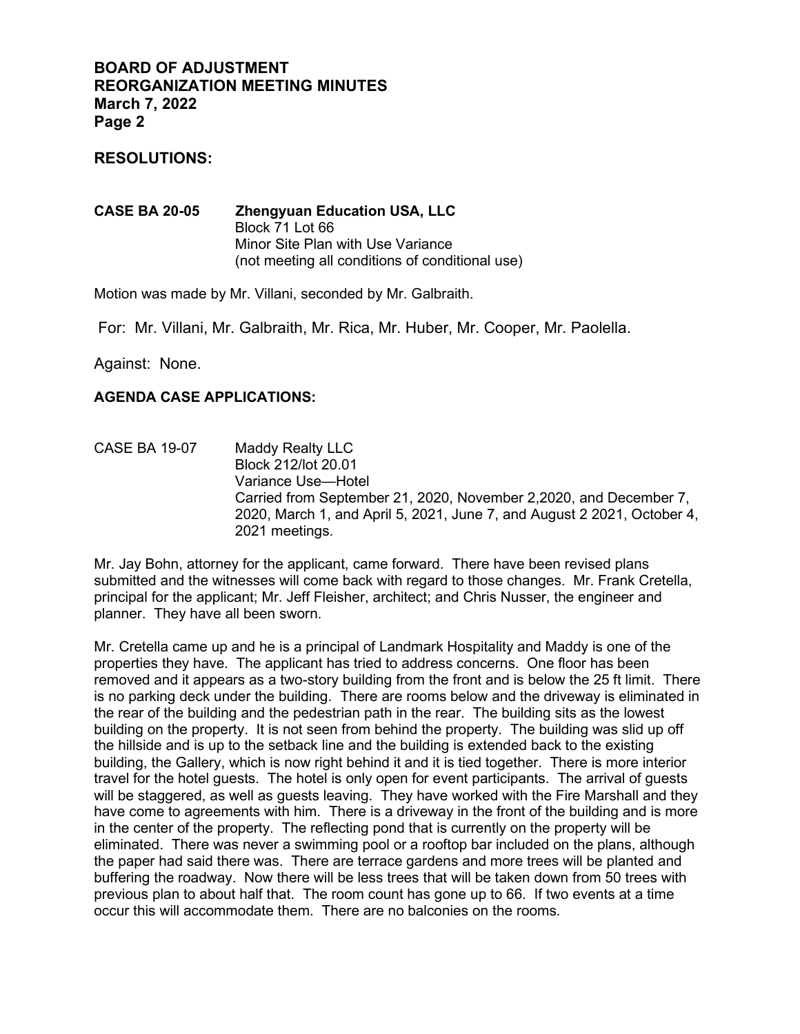## RESOLUTIONS:

**CASE BA 20-05** **Zhengyuan Education USA, LLC**
Block 71 Lot 66
Minor Site Plan with Use Variance
(not meeting all conditions of conditional use)

Motion was made by Mr. Villani, seconded by Mr. Galbraith.

For: Mr. Villani, Mr. Galbraith, Mr. Rica, Mr. Huber, Mr. Cooper, Mr. Paolella.

Against: None.

## AGENDA CASE APPLICATIONS:

CASE BA 19-07 Maddy Realty LLC
Block 212/lot 20.01
Variance Use—Hotel
Carried from September 21, 2020, November 2,2020, and December 7, 2020, March 1, and April 5, 2021, June 7, and August 2 2021, October 4, 2021 meetings.

Mr. Jay Bohn, attorney for the applicant, came forward. There have been revised plans submitted and the witnesses will come back with regard to those changes. Mr. Frank Cretella, principal for the applicant; Mr. Jeff Fleisher, architect; and Chris Nusser, the engineer and planner. They have all been sworn.

Mr. Cretella came up and he is a principal of Landmark Hospitality and Maddy is one of the properties they have. The applicant has tried to address concerns. One floor has been removed and it appears as a two-story building from the front and is below the 25 ft limit. There is no parking deck under the building. There are rooms below and the driveway is eliminated in the rear of the building and the pedestrian path in the rear. The building sits as the lowest building on the property. It is not seen from behind the property. The building was slid up off the hillside and is up to the setback line and the building is extended back to the existing building, the Gallery, which is now right behind it and it is tied together. There is more interior travel for the hotel guests. The hotel is only open for event participants. The arrival of guests will be staggered, as well as guests leaving. They have worked with the Fire Marshall and they have come to agreements with him. There is a driveway in the front of the building and is more in the center of the property. The reflecting pond that is currently on the property will be eliminated. There was never a swimming pool or a rooftop bar included on the plans, although the paper had said there was. There are terrace gardens and more trees will be planted and buffering the roadway. Now there will be less trees that will be taken down from 50 trees with previous plan to about half that. The room count has gone up to 66. If two events at a time occur this will accommodate them. There are no balconies on the rooms.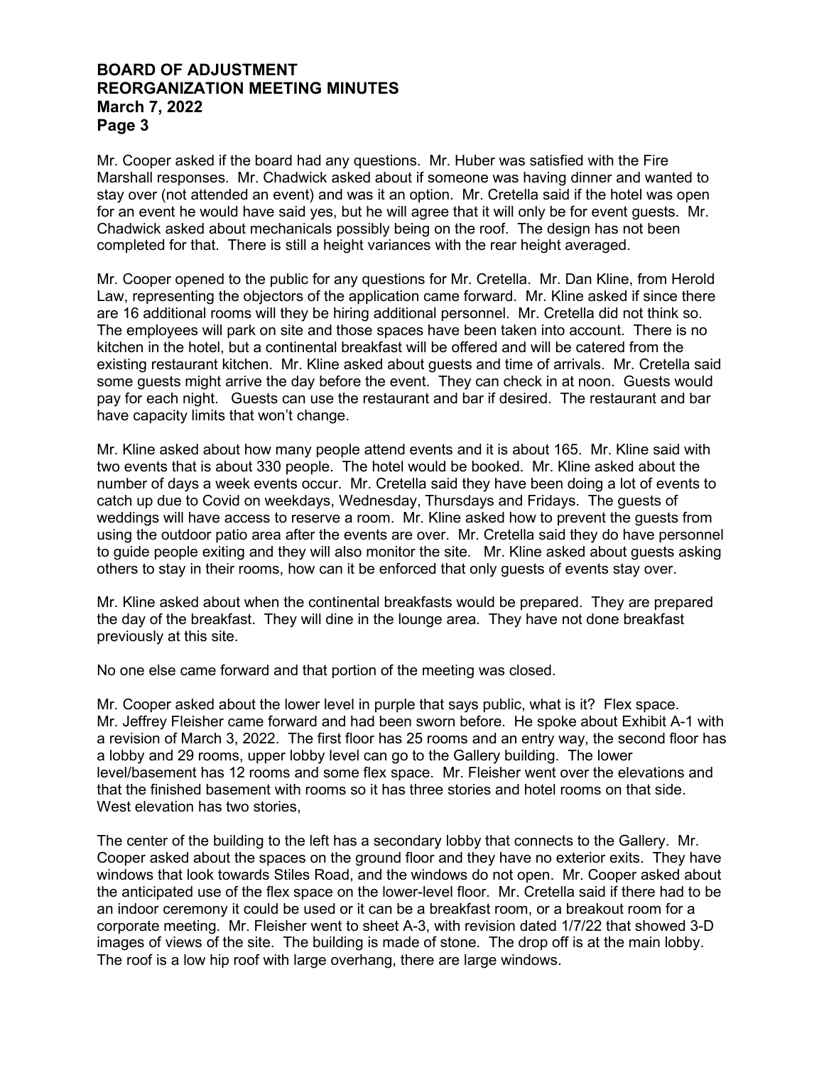Mr. Cooper asked if the board had any questions. Mr. Huber was satisfied with the Fire Marshall responses. Mr. Chadwick asked about if someone was having dinner and wanted to stay over (not attended an event) and was it an option. Mr. Cretella said if the hotel was open for an event he would have said yes, but he will agree that it will only be for event guests. Mr. Chadwick asked about mechanicals possibly being on the roof. The design has not been completed for that. There is still a height variances with the rear height averaged.

Mr. Cooper opened to the public for any questions for Mr. Cretella. Mr. Dan Kline, from Herold Law, representing the objectors of the application came forward. Mr. Kline asked if since there are 16 additional rooms will they be hiring additional personnel. Mr. Cretella did not think so. The employees will park on site and those spaces have been taken into account. There is no kitchen in the hotel, but a continental breakfast will be offered and will be catered from the existing restaurant kitchen. Mr. Kline asked about guests and time of arrivals. Mr. Cretella said some guests might arrive the day before the event. They can check in at noon. Guests would pay for each night. Guests can use the restaurant and bar if desired. The restaurant and bar have capacity limits that won't change.

Mr. Kline asked about how many people attend events and it is about 165. Mr. Kline said with two events that is about 330 people. The hotel would be booked. Mr. Kline asked about the number of days a week events occur. Mr. Cretella said they have been doing a lot of events to catch up due to Covid on weekdays, Wednesday, Thursdays and Fridays. The guests of weddings will have access to reserve a room. Mr. Kline asked how to prevent the guests from using the outdoor patio area after the events are over. Mr. Cretella said they do have personnel to guide people exiting and they will also monitor the site. Mr. Kline asked about guests asking others to stay in their rooms, how can it be enforced that only guests of events stay over.

Mr. Kline asked about when the continental breakfasts would be prepared. They are prepared the day of the breakfast. They will dine in the lounge area. They have not done breakfast previously at this site.

No one else came forward and that portion of the meeting was closed.

Mr. Cooper asked about the lower level in purple that says public, what is it? Flex space. Mr. Jeffrey Fleisher came forward and had been sworn before. He spoke about Exhibit A-1 with a revision of March 3, 2022. The first floor has 25 rooms and an entry way, the second floor has a lobby and 29 rooms, upper lobby level can go to the Gallery building. The lower level/basement has 12 rooms and some flex space. Mr. Fleisher went over the elevations and that the finished basement with rooms so it has three stories and hotel rooms on that side. West elevation has two stories,

The center of the building to the left has a secondary lobby that connects to the Gallery. Mr. Cooper asked about the spaces on the ground floor and they have no exterior exits. They have windows that look towards Stiles Road, and the windows do not open. Mr. Cooper asked about the anticipated use of the flex space on the lower-level floor. Mr. Cretella said if there had to be an indoor ceremony it could be used or it can be a breakfast room, or a breakout room for a corporate meeting. Mr. Fleisher went to sheet A-3, with revision dated 1/7/22 that showed 3-D images of views of the site. The building is made of stone. The drop off is at the main lobby. The roof is a low hip roof with large overhang, there are large windows.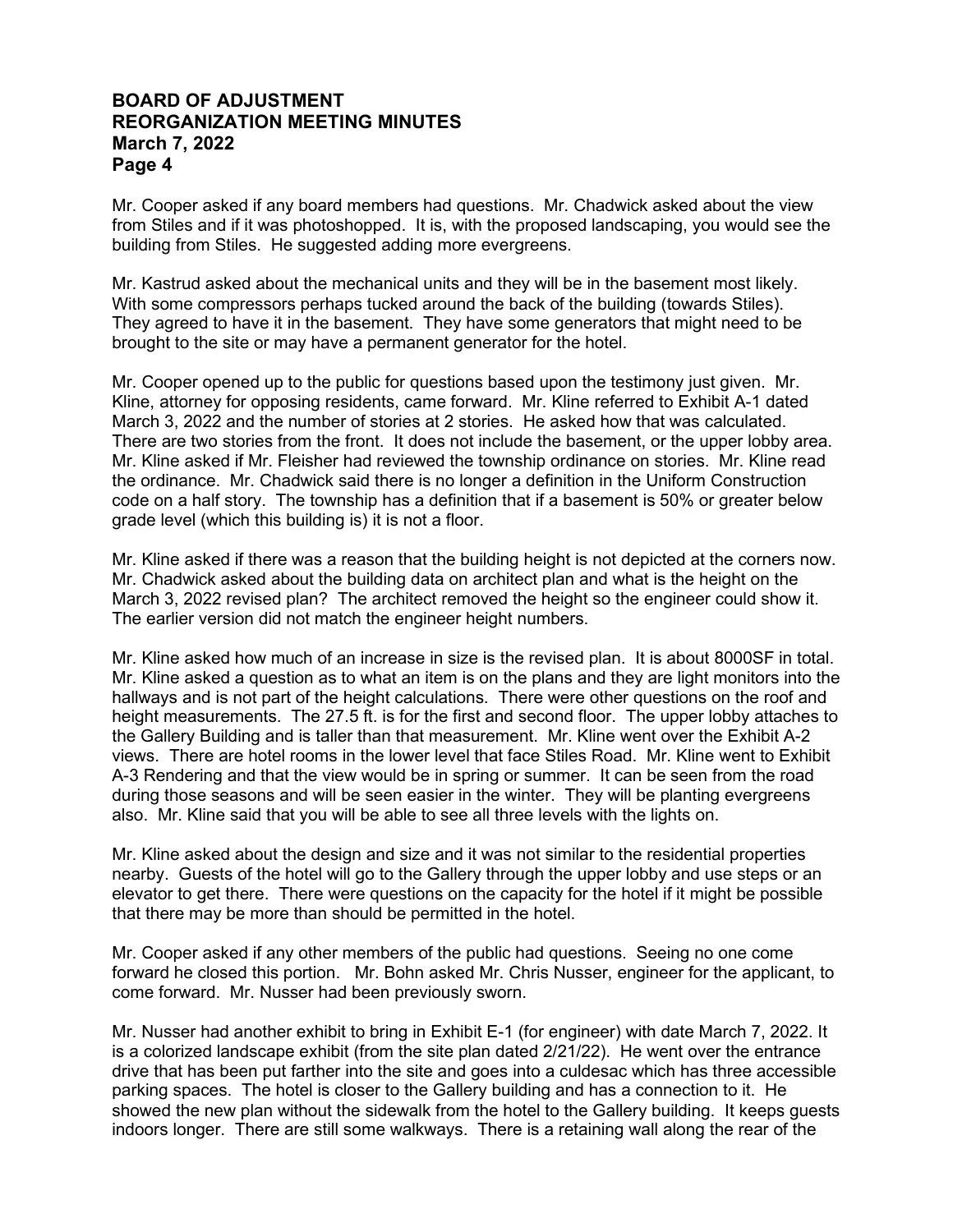Mr. Cooper asked if any board members had questions. Mr. Chadwick asked about the view from Stiles and if it was photoshopped. It is, with the proposed landscaping, you would see the building from Stiles. He suggested adding more evergreens.

Mr. Kastrud asked about the mechanical units and they will be in the basement most likely. With some compressors perhaps tucked around the back of the building (towards Stiles). They agreed to have it in the basement. They have some generators that might need to be brought to the site or may have a permanent generator for the hotel.

Mr. Cooper opened up to the public for questions based upon the testimony just given. Mr. Kline, attorney for opposing residents, came forward. Mr. Kline referred to Exhibit A-1 dated March 3, 2022 and the number of stories at 2 stories. He asked how that was calculated. There are two stories from the front. It does not include the basement, or the upper lobby area. Mr. Kline asked if Mr. Fleisher had reviewed the township ordinance on stories. Mr. Kline read the ordinance. Mr. Chadwick said there is no longer a definition in the Uniform Construction code on a half story. The township has a definition that if a basement is 50% or greater below grade level (which this building is) it is not a floor.

Mr. Kline asked if there was a reason that the building height is not depicted at the corners now. Mr. Chadwick asked about the building data on architect plan and what is the height on the March 3, 2022 revised plan? The architect removed the height so the engineer could show it. The earlier version did not match the engineer height numbers.

Mr. Kline asked how much of an increase in size is the revised plan. It is about 8000SF in total. Mr. Kline asked a question as to what an item is on the plans and they are light monitors into the hallways and is not part of the height calculations. There were other questions on the roof and height measurements. The 27.5 ft. is for the first and second floor. The upper lobby attaches to the Gallery Building and is taller than that measurement. Mr. Kline went over the Exhibit A-2 views. There are hotel rooms in the lower level that face Stiles Road. Mr. Kline went to Exhibit A-3 Rendering and that the view would be in spring or summer. It can be seen from the road during those seasons and will be seen easier in the winter. They will be planting evergreens also. Mr. Kline said that you will be able to see all three levels with the lights on.

Mr. Kline asked about the design and size and it was not similar to the residential properties nearby. Guests of the hotel will go to the Gallery through the upper lobby and use steps or an elevator to get there. There were questions on the capacity for the hotel if it might be possible that there may be more than should be permitted in the hotel.

Mr. Cooper asked if any other members of the public had questions. Seeing no one come forward he closed this portion. Mr. Bohn asked Mr. Chris Nusser, engineer for the applicant, to come forward. Mr. Nusser had been previously sworn.

Mr. Nusser had another exhibit to bring in Exhibit E-1 (for engineer) with date March 7, 2022. It is a colorized landscape exhibit (from the site plan dated 2/21/22). He went over the entrance drive that has been put farther into the site and goes into a culdesac which has three accessible parking spaces. The hotel is closer to the Gallery building and has a connection to it. He showed the new plan without the sidewalk from the hotel to the Gallery building. It keeps guests indoors longer. There are still some walkways. There is a retaining wall along the rear of the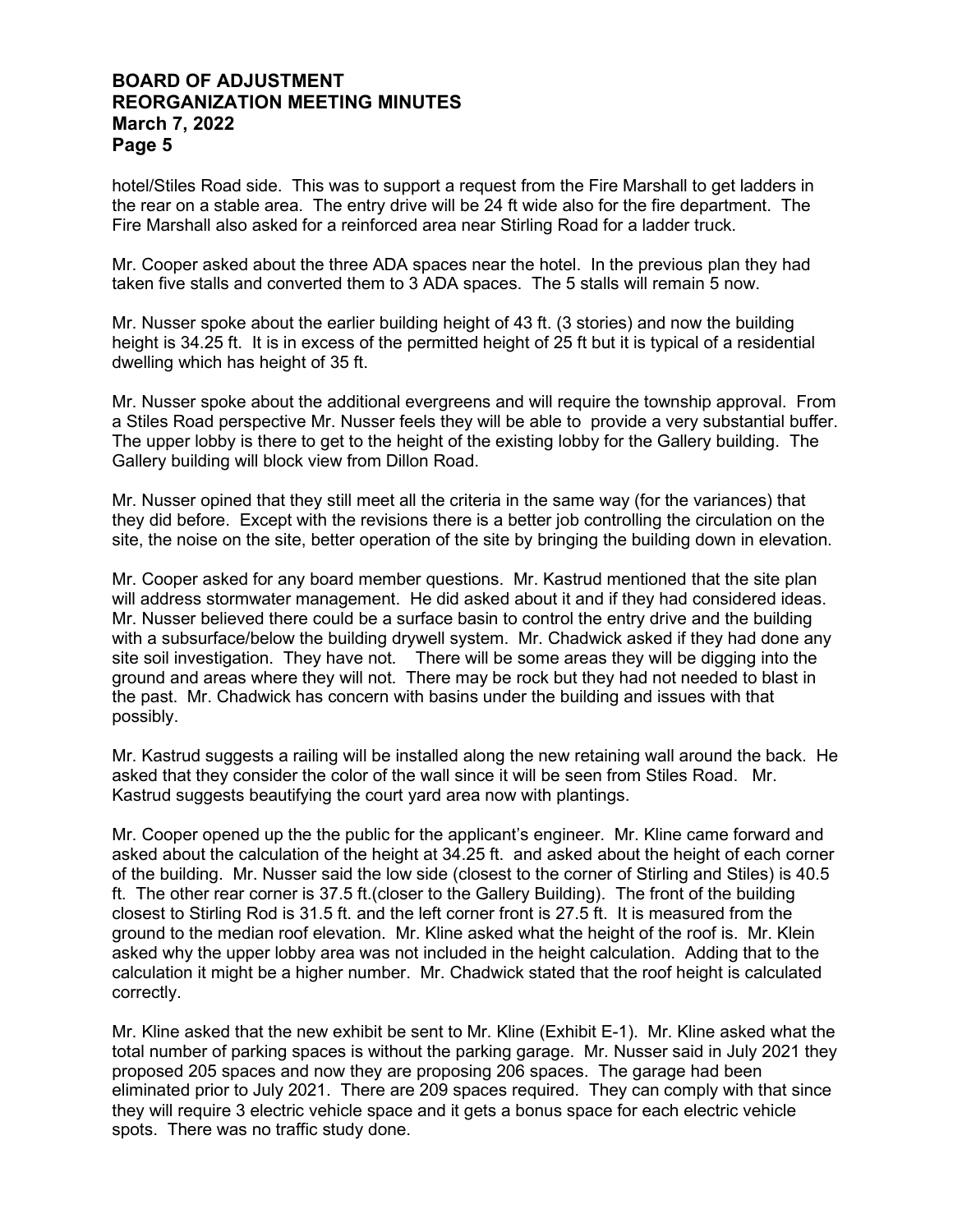hotel/Stiles Road side. This was to support a request from the Fire Marshall to get ladders in the rear on a stable area. The entry drive will be 24 ft wide also for the fire department. The Fire Marshall also asked for a reinforced area near Stirling Road for a ladder truck.

Mr. Cooper asked about the three ADA spaces near the hotel. In the previous plan they had taken five stalls and converted them to 3 ADA spaces. The 5 stalls will remain 5 now.

Mr. Nusser spoke about the earlier building height of 43 ft. (3 stories) and now the building height is 34.25 ft. It is in excess of the permitted height of 25 ft but it is typical of a residential dwelling which has height of 35 ft.

Mr. Nusser spoke about the additional evergreens and will require the township approval. From a Stiles Road perspective Mr. Nusser feels they will be able to provide a very substantial buffer. The upper lobby is there to get to the height of the existing lobby for the Gallery building. The Gallery building will block view from Dillon Road.

Mr. Nusser opined that they still meet all the criteria in the same way (for the variances) that they did before. Except with the revisions there is a better job controlling the circulation on the site, the noise on the site, better operation of the site by bringing the building down in elevation.

Mr. Cooper asked for any board member questions. Mr. Kastrud mentioned that the site plan will address stormwater management. He did asked about it and if they had considered ideas. Mr. Nusser believed there could be a surface basin to control the entry drive and the building with a subsurface/below the building drywell system. Mr. Chadwick asked if they had done any site soil investigation. They have not. There will be some areas they will be digging into the ground and areas where they will not. There may be rock but they had not needed to blast in the past. Mr. Chadwick has concern with basins under the building and issues with that possibly.

Mr. Kastrud suggests a railing will be installed along the new retaining wall around the back. He asked that they consider the color of the wall since it will be seen from Stiles Road. Mr. Kastrud suggests beautifying the court yard area now with plantings.

Mr. Cooper opened up the the public for the applicant's engineer. Mr. Kline came forward and asked about the calculation of the height at 34.25 ft. and asked about the height of each corner of the building. Mr. Nusser said the low side (closest to the corner of Stirling and Stiles) is 40.5 ft. The other rear corner is 37.5 ft.(closer to the Gallery Building). The front of the building closest to Stirling Rod is 31.5 ft. and the left corner front is 27.5 ft. It is measured from the ground to the median roof elevation. Mr. Kline asked what the height of the roof is. Mr. Klein asked why the upper lobby area was not included in the height calculation. Adding that to the calculation it might be a higher number. Mr. Chadwick stated that the roof height is calculated correctly.

Mr. Kline asked that the new exhibit be sent to Mr. Kline (Exhibit E-1). Mr. Kline asked what the total number of parking spaces is without the parking garage. Mr. Nusser said in July 2021 they proposed 205 spaces and now they are proposing 206 spaces. The garage had been eliminated prior to July 2021. There are 209 spaces required. They can comply with that since they will require 3 electric vehicle space and it gets a bonus space for each electric vehicle spots. There was no traffic study done.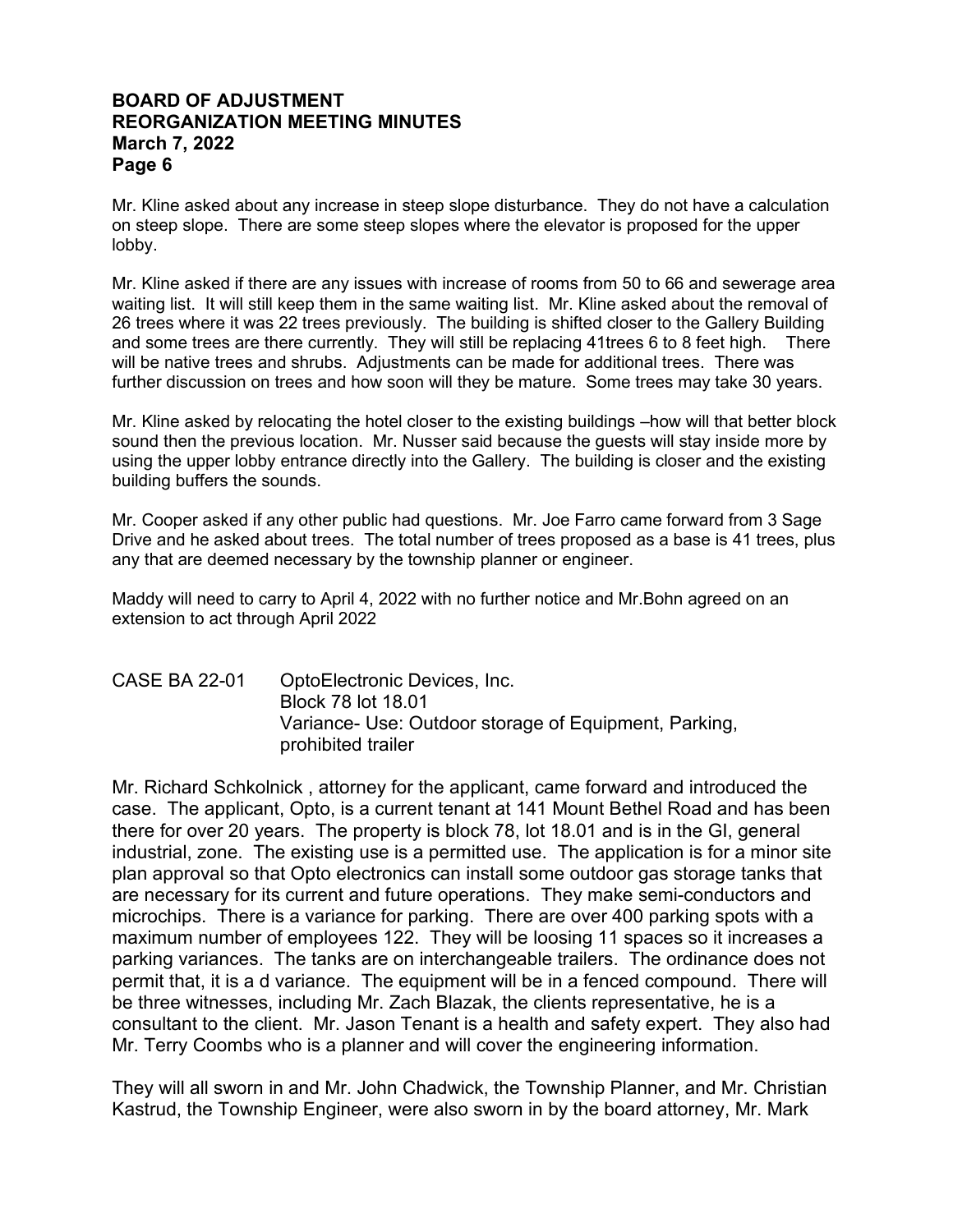Mr. Kline asked about any increase in steep slope disturbance. They do not have a calculation on steep slope. There are some steep slopes where the elevator is proposed for the upper lobby.

Mr. Kline asked if there are any issues with increase of rooms from 50 to 66 and sewerage area waiting list. It will still keep them in the same waiting list. Mr. Kline asked about the removal of 26 trees where it was 22 trees previously. The building is shifted closer to the Gallery Building and some trees are there currently. They will still be replacing 41trees 6 to 8 feet high. There will be native trees and shrubs. Adjustments can be made for additional trees. There was further discussion on trees and how soon will they be mature. Some trees may take 30 years.

Mr. Kline asked by relocating the hotel closer to the existing buildings –how will that better block sound then the previous location. Mr. Nusser said because the guests will stay inside more by using the upper lobby entrance directly into the Gallery. The building is closer and the existing building buffers the sounds.

Mr. Cooper asked if any other public had questions. Mr. Joe Farro came forward from 3 Sage Drive and he asked about trees. The total number of trees proposed as a base is 41 trees, plus any that are deemed necessary by the township planner or engineer.

Maddy will need to carry to April 4, 2022 with no further notice and Mr.Bohn agreed on an extension to act through April 2022

CASE BA 22-01 OptoElectronic Devices, Inc.
Block 78 lot 18.01
Variance- Use: Outdoor storage of Equipment, Parking, prohibited trailer

Mr. Richard Schkolnick , attorney for the applicant, came forward and introduced the case. The applicant, Opto, is a current tenant at 141 Mount Bethel Road and has been there for over 20 years. The property is block 78, lot 18.01 and is in the GI, general industrial, zone. The existing use is a permitted use. The application is for a minor site plan approval so that Opto electronics can install some outdoor gas storage tanks that are necessary for its current and future operations. They make semi-conductors and microchips. There is a variance for parking. There are over 400 parking spots with a maximum number of employees 122. They will be loosing 11 spaces so it increases a parking variances. The tanks are on interchangeable trailers. The ordinance does not permit that, it is a d variance. The equipment will be in a fenced compound. There will be three witnesses, including Mr. Zach Blazak, the clients representative, he is a consultant to the client. Mr. Jason Tenant is a health and safety expert. They also had Mr. Terry Coombs who is a planner and will cover the engineering information.

They will all sworn in and Mr. John Chadwick, the Township Planner, and Mr. Christian Kastrud, the Township Engineer, were also sworn in by the board attorney, Mr. Mark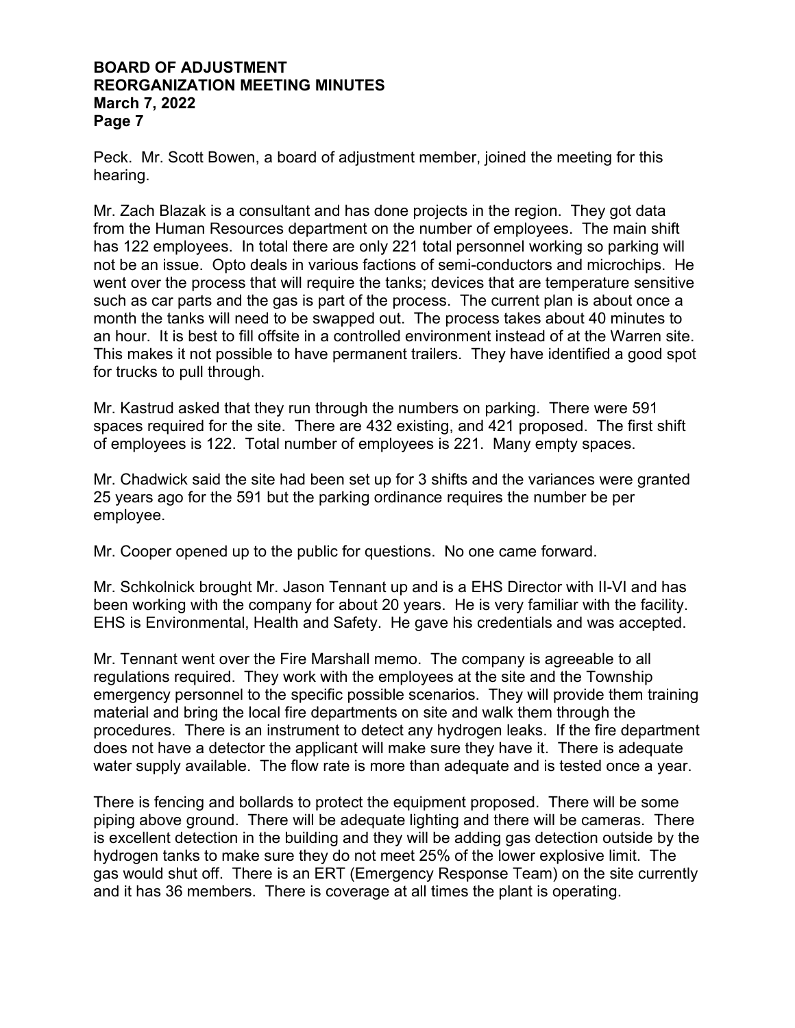Peck. Mr. Scott Bowen, a board of adjustment member, joined the meeting for this hearing.

Mr. Zach Blazak is a consultant and has done projects in the region. They got data from the Human Resources department on the number of employees. The main shift has 122 employees. In total there are only 221 total personnel working so parking will not be an issue. Opto deals in various factions of semi-conductors and microchips. He went over the process that will require the tanks; devices that are temperature sensitive such as car parts and the gas is part of the process. The current plan is about once a month the tanks will need to be swapped out. The process takes about 40 minutes to an hour. It is best to fill offsite in a controlled environment instead of at the Warren site. This makes it not possible to have permanent trailers. They have identified a good spot for trucks to pull through.

Mr. Kastrud asked that they run through the numbers on parking. There were 591 spaces required for the site. There are 432 existing, and 421 proposed. The first shift of employees is 122. Total number of employees is 221. Many empty spaces.

Mr. Chadwick said the site had been set up for 3 shifts and the variances were granted 25 years ago for the 591 but the parking ordinance requires the number be per employee.

Mr. Cooper opened up to the public for questions. No one came forward.

Mr. Schkolnick brought Mr. Jason Tennant up and is a EHS Director with II-VI and has been working with the company for about 20 years. He is very familiar with the facility. EHS is Environmental, Health and Safety. He gave his credentials and was accepted.

Mr. Tennant went over the Fire Marshall memo. The company is agreeable to all regulations required. They work with the employees at the site and the Township emergency personnel to the specific possible scenarios. They will provide them training material and bring the local fire departments on site and walk them through the procedures. There is an instrument to detect any hydrogen leaks. If the fire department does not have a detector the applicant will make sure they have it. There is adequate water supply available. The flow rate is more than adequate and is tested once a year.

There is fencing and bollards to protect the equipment proposed. There will be some piping above ground. There will be adequate lighting and there will be cameras. There is excellent detection in the building and they will be adding gas detection outside by the hydrogen tanks to make sure they do not meet 25% of the lower explosive limit. The gas would shut off. There is an ERT (Emergency Response Team) on the site currently and it has 36 members. There is coverage at all times the plant is operating.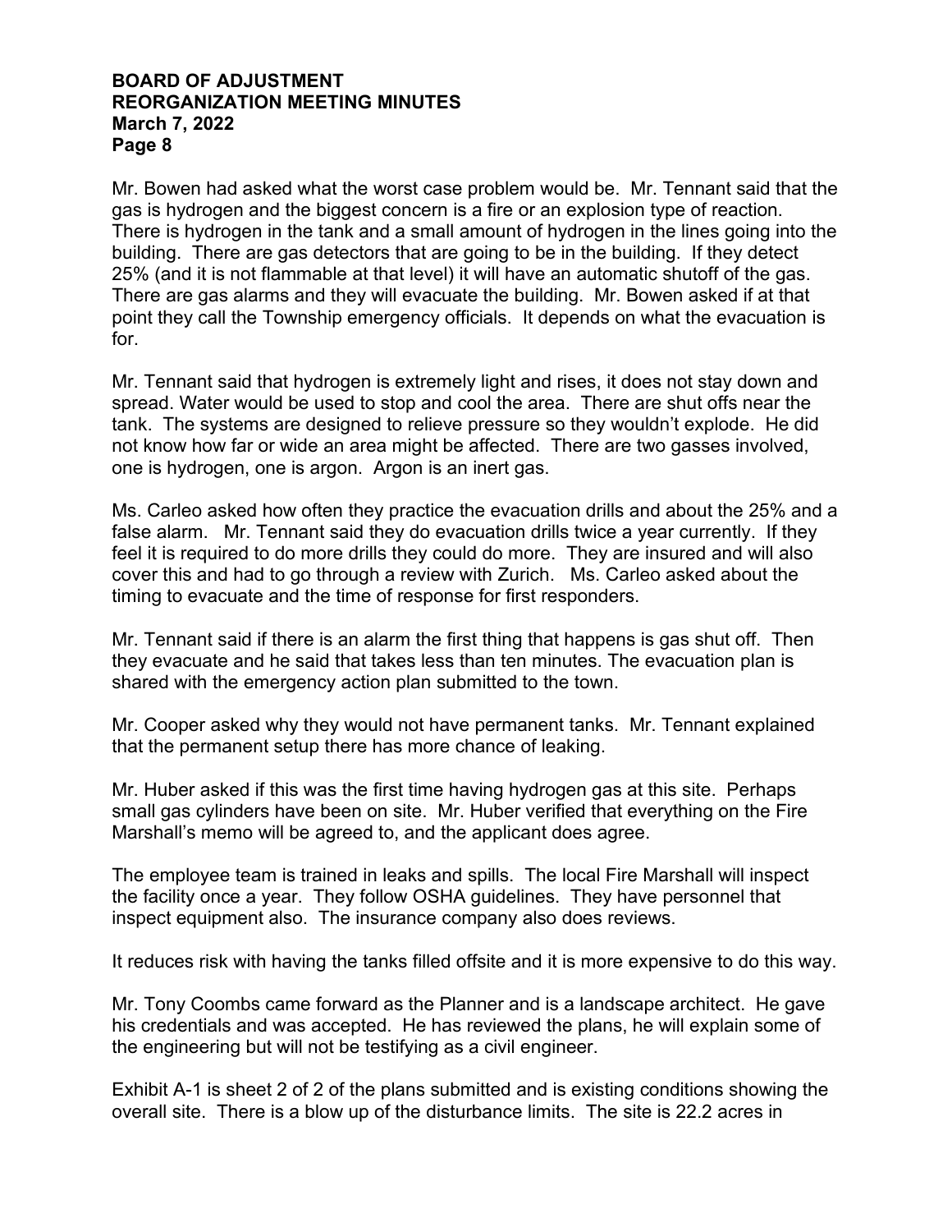Mr. Bowen had asked what the worst case problem would be. Mr. Tennant said that the gas is hydrogen and the biggest concern is a fire or an explosion type of reaction. There is hydrogen in the tank and a small amount of hydrogen in the lines going into the building. There are gas detectors that are going to be in the building. If they detect 25% (and it is not flammable at that level) it will have an automatic shutoff of the gas. There are gas alarms and they will evacuate the building. Mr. Bowen asked if at that point they call the Township emergency officials. It depends on what the evacuation is for.

Mr. Tennant said that hydrogen is extremely light and rises, it does not stay down and spread. Water would be used to stop and cool the area. There are shut offs near the tank. The systems are designed to relieve pressure so they wouldn't explode. He did not know how far or wide an area might be affected. There are two gasses involved, one is hydrogen, one is argon. Argon is an inert gas.

Ms. Carleo asked how often they practice the evacuation drills and about the 25% and a false alarm. Mr. Tennant said they do evacuation drills twice a year currently. If they feel it is required to do more drills they could do more. They are insured and will also cover this and had to go through a review with Zurich. Ms. Carleo asked about the timing to evacuate and the time of response for first responders.

Mr. Tennant said if there is an alarm the first thing that happens is gas shut off. Then they evacuate and he said that takes less than ten minutes. The evacuation plan is shared with the emergency action plan submitted to the town.

Mr. Cooper asked why they would not have permanent tanks. Mr. Tennant explained that the permanent setup there has more chance of leaking.

Mr. Huber asked if this was the first time having hydrogen gas at this site. Perhaps small gas cylinders have been on site. Mr. Huber verified that everything on the Fire Marshall's memo will be agreed to, and the applicant does agree.

The employee team is trained in leaks and spills. The local Fire Marshall will inspect the facility once a year. They follow OSHA guidelines. They have personnel that inspect equipment also. The insurance company also does reviews.

It reduces risk with having the tanks filled offsite and it is more expensive to do this way.

Mr. Tony Coombs came forward as the Planner and is a landscape architect. He gave his credentials and was accepted. He has reviewed the plans, he will explain some of the engineering but will not be testifying as a civil engineer.

Exhibit A-1 is sheet 2 of 2 of the plans submitted and is existing conditions showing the overall site. There is a blow up of the disturbance limits. The site is 22.2 acres in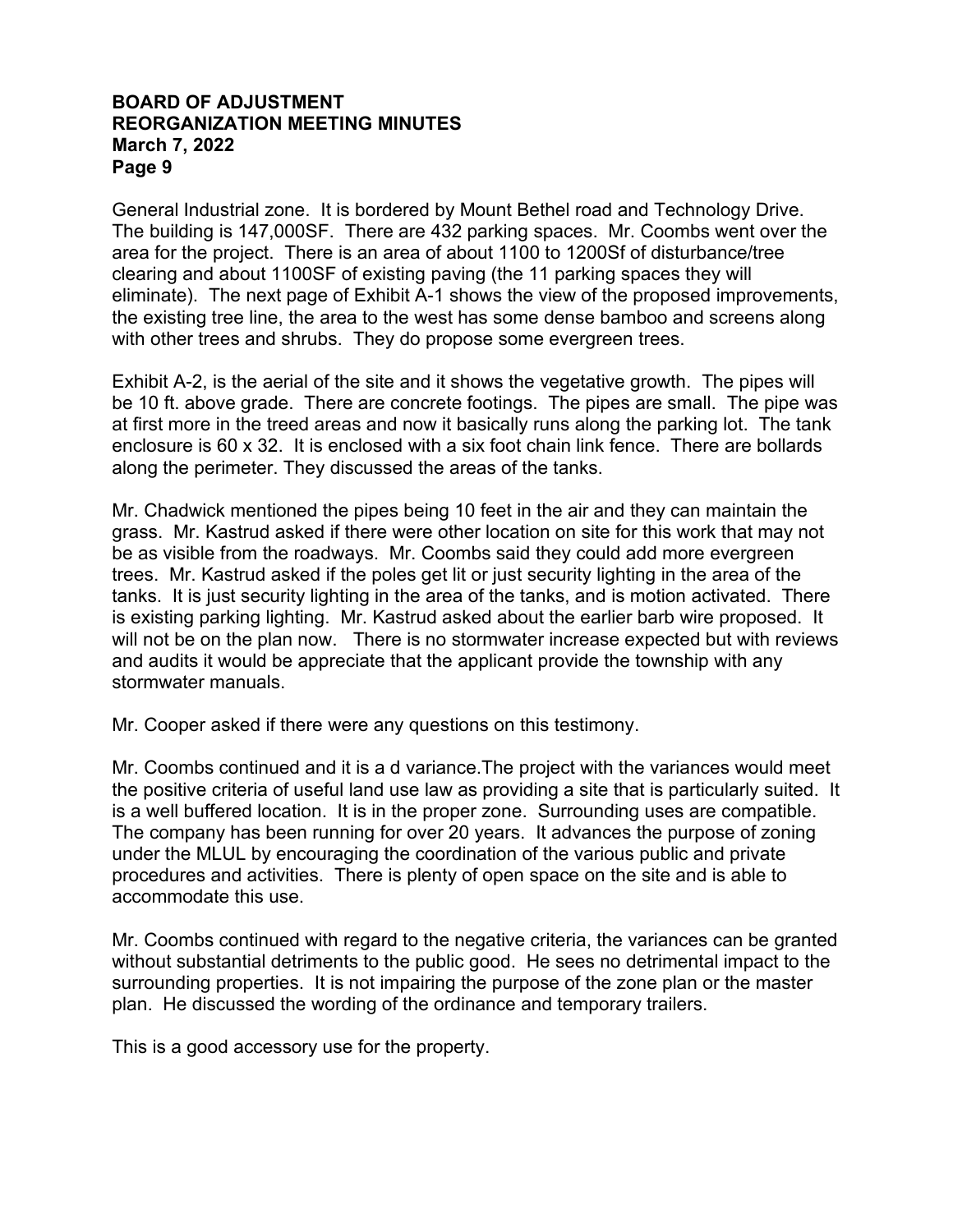General Industrial zone. It is bordered by Mount Bethel road and Technology Drive. The building is 147,000SF. There are 432 parking spaces. Mr. Coombs went over the area for the project. There is an area of about 1100 to 1200Sf of disturbance/tree clearing and about 1100SF of existing paving (the 11 parking spaces they will eliminate). The next page of Exhibit A-1 shows the view of the proposed improvements, the existing tree line, the area to the west has some dense bamboo and screens along with other trees and shrubs. They do propose some evergreen trees.

Exhibit A-2, is the aerial of the site and it shows the vegetative growth. The pipes will be 10 ft. above grade. There are concrete footings. The pipes are small. The pipe was at first more in the treed areas and now it basically runs along the parking lot. The tank enclosure is 60 x 32. It is enclosed with a six foot chain link fence. There are bollards along the perimeter. They discussed the areas of the tanks.

Mr. Chadwick mentioned the pipes being 10 feet in the air and they can maintain the grass. Mr. Kastrud asked if there were other location on site for this work that may not be as visible from the roadways. Mr. Coombs said they could add more evergreen trees. Mr. Kastrud asked if the poles get lit or just security lighting in the area of the tanks. It is just security lighting in the area of the tanks, and is motion activated. There is existing parking lighting. Mr. Kastrud asked about the earlier barb wire proposed. It will not be on the plan now. There is no stormwater increase expected but with reviews and audits it would be appreciate that the applicant provide the township with any stormwater manuals.

Mr. Cooper asked if there were any questions on this testimony.

Mr. Coombs continued and it is a d variance.The project with the variances would meet the positive criteria of useful land use law as providing a site that is particularly suited. It is a well buffered location. It is in the proper zone. Surrounding uses are compatible. The company has been running for over 20 years. It advances the purpose of zoning under the MLUL by encouraging the coordination of the various public and private procedures and activities. There is plenty of open space on the site and is able to accommodate this use.

Mr. Coombs continued with regard to the negative criteria, the variances can be granted without substantial detriments to the public good. He sees no detrimental impact to the surrounding properties. It is not impairing the purpose of the zone plan or the master plan. He discussed the wording of the ordinance and temporary trailers.

This is a good accessory use for the property.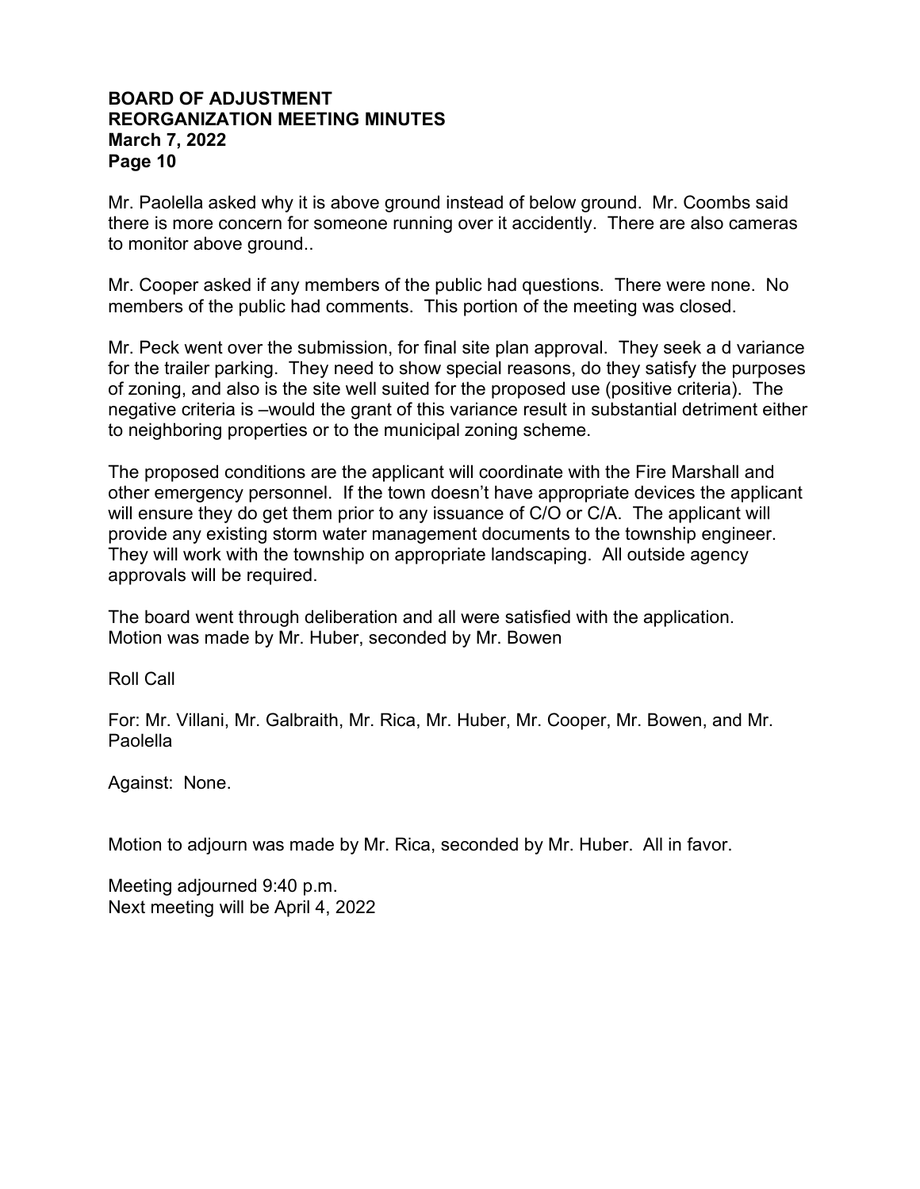Mr. Paolella asked why it is above ground instead of below ground. Mr. Coombs said there is more concern for someone running over it accidently. There are also cameras to monitor above ground..

Mr. Cooper asked if any members of the public had questions. There were none. No members of the public had comments. This portion of the meeting was closed.

Mr. Peck went over the submission, for final site plan approval. They seek a d variance for the trailer parking. They need to show special reasons, do they satisfy the purposes of zoning, and also is the site well suited for the proposed use (positive criteria). The negative criteria is –would the grant of this variance result in substantial detriment either to neighboring properties or to the municipal zoning scheme.

The proposed conditions are the applicant will coordinate with the Fire Marshall and other emergency personnel. If the town doesn't have appropriate devices the applicant will ensure they do get them prior to any issuance of C/O or C/A. The applicant will provide any existing storm water management documents to the township engineer. They will work with the township on appropriate landscaping. All outside agency approvals will be required.

The board went through deliberation and all were satisfied with the application.
Motion was made by Mr. Huber, seconded by Mr. Bowen

Roll Call

For: Mr. Villani, Mr. Galbraith, Mr. Rica, Mr. Huber, Mr. Cooper, Mr. Bowen, and Mr. Paolella

Against: None.

Motion to adjourn was made by Mr. Rica, seconded by Mr. Huber. All in favor.

Meeting adjourned 9:40 p.m.
Next meeting will be April 4, 2022